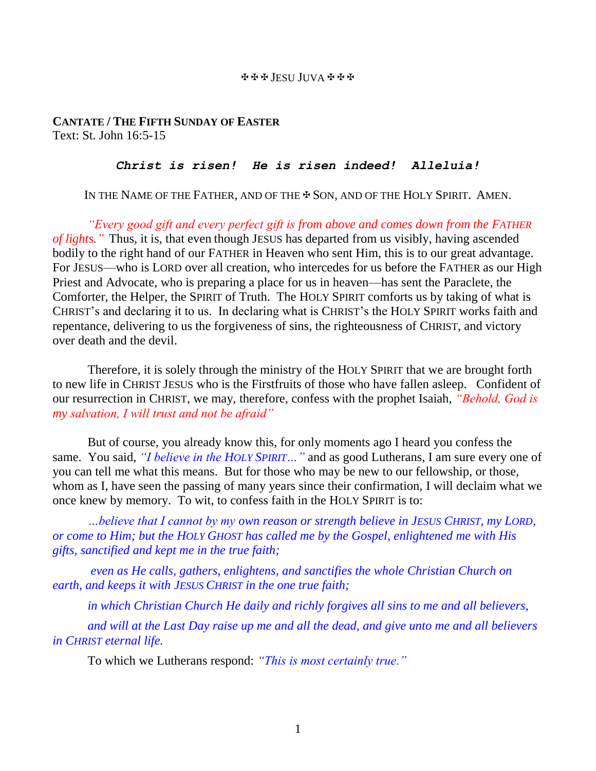✠✠✠ JESU JUVA ✠✠✠

**CANTATE / THE FIFTH SUNDAY OF EASTER**
Text: St. John 16:5-15

***Christ is risen! He is risen indeed! Alleluia!***

IN THE NAME OF THE FATHER, AND OF THE ✠ SON, AND OF THE HOLY SPIRIT. AMEN.

*"Every good gift and every perfect gift is from above and comes down from the FATHER of lights."* Thus, it is, that even though JESUS has departed from us visibly, having ascended bodily to the right hand of our FATHER in Heaven who sent Him, this is to our great advantage. For JESUS—who is LORD over all creation, who intercedes for us before the FATHER as our High Priest and Advocate, who is preparing a place for us in heaven—has sent the Paraclete, the Comforter, the Helper, the SPIRIT of Truth. The HOLY SPIRIT comforts us by taking of what is CHRIST's and declaring it to us. In declaring what is CHRIST's the HOLY SPIRIT works faith and repentance, delivering to us the forgiveness of sins, the righteousness of CHRIST, and victory over death and the devil.

Therefore, it is solely through the ministry of the HOLY SPIRIT that we are brought forth to new life in CHRIST JESUS who is the Firstfruits of those who have fallen asleep. Confident of our resurrection in CHRIST, we may, therefore, confess with the prophet Isaiah, *"Behold, God is my salvation, I will trust and not be afraid"*

But of course, you already know this, for only moments ago I heard you confess the same. You said, *"I believe in the HOLY SPIRIT…"* and as good Lutherans, I am sure every one of you can tell me what this means. But for those who may be new to our fellowship, or those, whom as I, have seen the passing of many years since their confirmation, I will declaim what we once knew by memory. To wit, to confess faith in the HOLY SPIRIT is to:

*…believe that I cannot by my own reason or strength believe in JESUS CHRIST, my LORD, or come to Him; but the HOLY GHOST has called me by the Gospel, enlightened me with His gifts, sanctified and kept me in the true faith;*

*even as He calls, gathers, enlightens, and sanctifies the whole Christian Church on earth, and keeps it with JESUS CHRIST in the one true faith;*

*in which Christian Church He daily and richly forgives all sins to me and all believers,*

*and will at the Last Day raise up me and all the dead, and give unto me and all believers in CHRIST eternal life.*

To which we Lutherans respond: *"This is most certainly true."*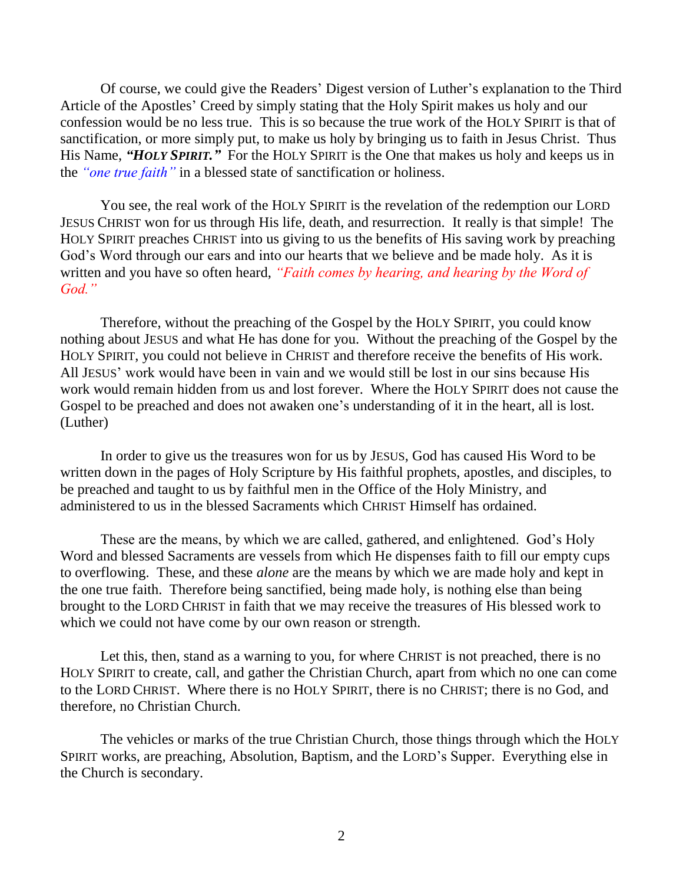Of course, we could give the Readers' Digest version of Luther's explanation to the Third Article of the Apostles' Creed by simply stating that the Holy Spirit makes us holy and our confession would be no less true. This is so because the true work of the HOLY SPIRIT is that of sanctification, or more simply put, to make us holy by bringing us to faith in Jesus Christ. Thus His Name, ***"HOLY SPIRIT."*** For the HOLY SPIRIT is the One that makes us holy and keeps us in the *"one true faith"* in a blessed state of sanctification or holiness.

You see, the real work of the HOLY SPIRIT is the revelation of the redemption our LORD JESUS CHRIST won for us through His life, death, and resurrection. It really is that simple! The HOLY SPIRIT preaches CHRIST into us giving to us the benefits of His saving work by preaching God's Word through our ears and into our hearts that we believe and be made holy. As it is written and you have so often heard, *"Faith comes by hearing, and hearing by the Word of God."*

Therefore, without the preaching of the Gospel by the HOLY SPIRIT, you could know nothing about JESUS and what He has done for you. Without the preaching of the Gospel by the HOLY SPIRIT, you could not believe in CHRIST and therefore receive the benefits of His work. All JESUS' work would have been in vain and we would still be lost in our sins because His work would remain hidden from us and lost forever. Where the HOLY SPIRIT does not cause the Gospel to be preached and does not awaken one's understanding of it in the heart, all is lost. (Luther)

In order to give us the treasures won for us by JESUS, God has caused His Word to be written down in the pages of Holy Scripture by His faithful prophets, apostles, and disciples, to be preached and taught to us by faithful men in the Office of the Holy Ministry, and administered to us in the blessed Sacraments which CHRIST Himself has ordained.

These are the means, by which we are called, gathered, and enlightened. God's Holy Word and blessed Sacraments are vessels from which He dispenses faith to fill our empty cups to overflowing. These, and these *alone* are the means by which we are made holy and kept in the one true faith. Therefore being sanctified, being made holy, is nothing else than being brought to the LORD CHRIST in faith that we may receive the treasures of His blessed work to which we could not have come by our own reason or strength.

Let this, then, stand as a warning to you, for where CHRIST is not preached, there is no HOLY SPIRIT to create, call, and gather the Christian Church, apart from which no one can come to the LORD CHRIST. Where there is no HOLY SPIRIT, there is no CHRIST; there is no God, and therefore, no Christian Church.

The vehicles or marks of the true Christian Church, those things through which the HOLY SPIRIT works, are preaching, Absolution, Baptism, and the LORD's Supper. Everything else in the Church is secondary.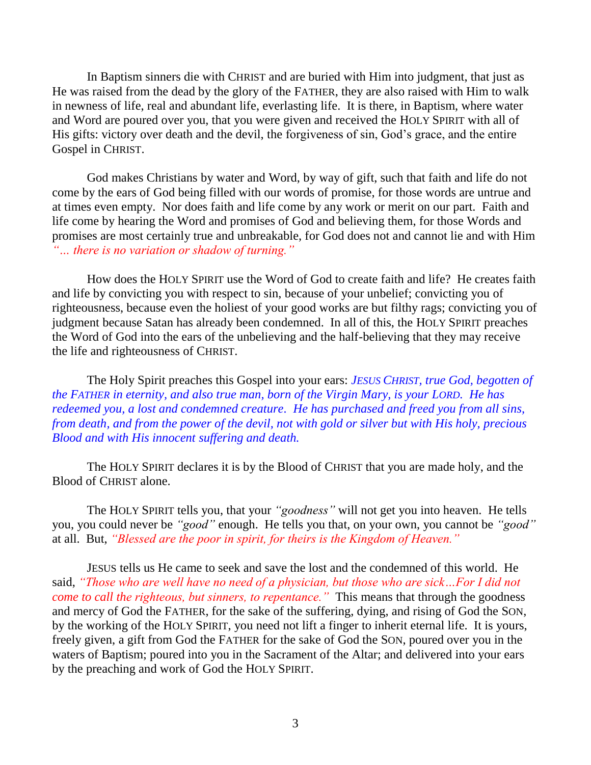In Baptism sinners die with CHRIST and are buried with Him into judgment, that just as He was raised from the dead by the glory of the FATHER, they are also raised with Him to walk in newness of life, real and abundant life, everlasting life. It is there, in Baptism, where water and Word are poured over you, that you were given and received the HOLY SPIRIT with all of His gifts: victory over death and the devil, the forgiveness of sin, God's grace, and the entire Gospel in CHRIST.

God makes Christians by water and Word, by way of gift, such that faith and life do not come by the ears of God being filled with our words of promise, for those words are untrue and at times even empty. Nor does faith and life come by any work or merit on our part. Faith and life come by hearing the Word and promises of God and believing them, for those Words and promises are most certainly true and unbreakable, for God does not and cannot lie and with Him *"… there is no variation or shadow of turning."*

How does the HOLY SPIRIT use the Word of God to create faith and life? He creates faith and life by convicting you with respect to sin, because of your unbelief; convicting you of righteousness, because even the holiest of your good works are but filthy rags; convicting you of judgment because Satan has already been condemned. In all of this, the HOLY SPIRIT preaches the Word of God into the ears of the unbelieving and the half-believing that they may receive the life and righteousness of CHRIST.

The Holy Spirit preaches this Gospel into your ears: *JESUS CHRIST, true God, begotten of the FATHER in eternity, and also true man, born of the Virgin Mary, is your LORD. He has redeemed you, a lost and condemned creature. He has purchased and freed you from all sins, from death, and from the power of the devil, not with gold or silver but with His holy, precious Blood and with His innocent suffering and death.*

The HOLY SPIRIT declares it is by the Blood of CHRIST that you are made holy, and the Blood of CHRIST alone.

The HOLY SPIRIT tells you, that your *"goodness"* will not get you into heaven. He tells you, you could never be *"good"* enough. He tells you that, on your own, you cannot be *"good"* at all. But, *"Blessed are the poor in spirit, for theirs is the Kingdom of Heaven."*

JESUS tells us He came to seek and save the lost and the condemned of this world. He said, *"Those who are well have no need of a physician, but those who are sick…For I did not come to call the righteous, but sinners, to repentance."* This means that through the goodness and mercy of God the FATHER, for the sake of the suffering, dying, and rising of God the SON, by the working of the HOLY SPIRIT, you need not lift a finger to inherit eternal life. It is yours, freely given, a gift from God the FATHER for the sake of God the SON, poured over you in the waters of Baptism; poured into you in the Sacrament of the Altar; and delivered into your ears by the preaching and work of God the HOLY SPIRIT.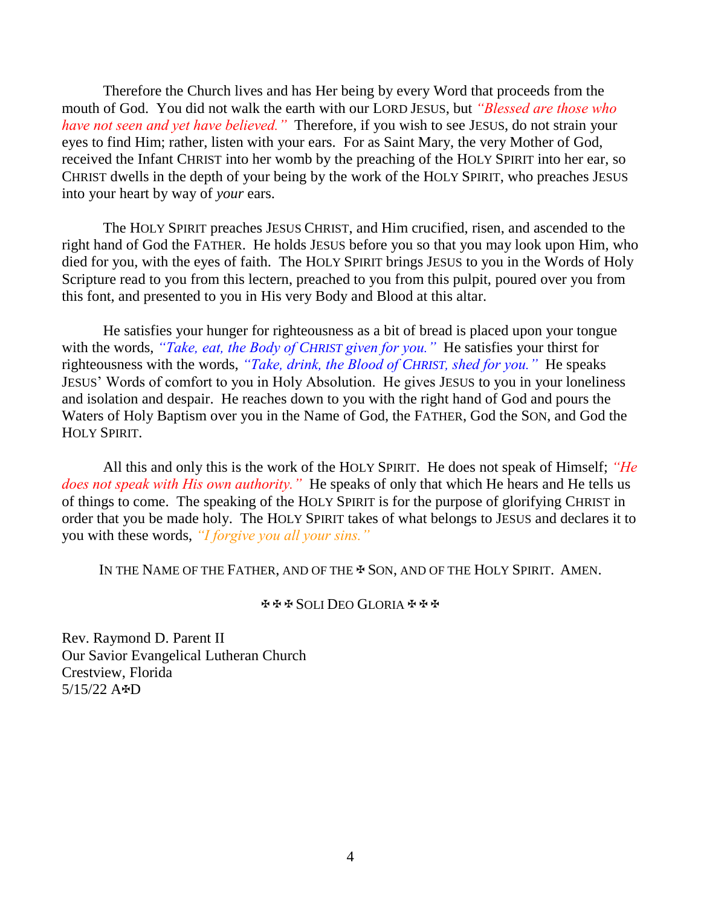Therefore the Church lives and has Her being by every Word that proceeds from the mouth of God. You did not walk the earth with our LORD JESUS, but *"Blessed are those who have not seen and yet have believed."* Therefore, if you wish to see JESUS, do not strain your eyes to find Him; rather, listen with your ears. For as Saint Mary, the very Mother of God, received the Infant CHRIST into her womb by the preaching of the HOLY SPIRIT into her ear, so CHRIST dwells in the depth of your being by the work of the HOLY SPIRIT, who preaches JESUS into your heart by way of *your* ears.

The HOLY SPIRIT preaches JESUS CHRIST, and Him crucified, risen, and ascended to the right hand of God the FATHER. He holds JESUS before you so that you may look upon Him, who died for you, with the eyes of faith. The HOLY SPIRIT brings JESUS to you in the Words of Holy Scripture read to you from this lectern, preached to you from this pulpit, poured over you from this font, and presented to you in His very Body and Blood at this altar.

He satisfies your hunger for righteousness as a bit of bread is placed upon your tongue with the words, *"Take, eat, the Body of CHRIST given for you."* He satisfies your thirst for righteousness with the words, *"Take, drink, the Blood of CHRIST, shed for you."* He speaks JESUS' Words of comfort to you in Holy Absolution. He gives JESUS to you in your loneliness and isolation and despair. He reaches down to you with the right hand of God and pours the Waters of Holy Baptism over you in the Name of God, the FATHER, God the SON, and God the HOLY SPIRIT.

All this and only this is the work of the HOLY SPIRIT. He does not speak of Himself; *"He does not speak with His own authority."* He speaks of only that which He hears and He tells us of things to come. The speaking of the HOLY SPIRIT is for the purpose of glorifying CHRIST in order that you be made holy. The HOLY SPIRIT takes of what belongs to JESUS and declares it to you with these words, *"I forgive you all your sins."*

IN THE NAME OF THE FATHER, AND OF THE ✠ SON, AND OF THE HOLY SPIRIT. AMEN.

✠ ✠ ✠ SOLI DEO GLORIA ✠ ✠ ✠

Rev. Raymond D. Parent II
Our Savior Evangelical Lutheran Church
Crestview, Florida
5/15/22 A✠D